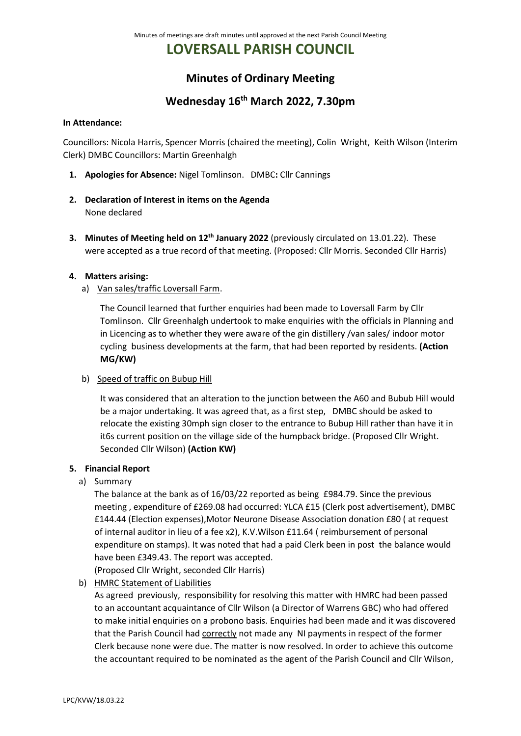Minutes of meetings are draft minutes until approved at the next Parish Council Meeting

# LOVERSALL PARISH COUNCIL

## Minutes of Ordinary Meeting

## Wednesday 16th March 2022, 7.30pm

**In Attendance:**

Councillors: Nicola Harris, Spencer Morris (chaired the meeting), Colin Wright, Keith Wilson (Interim Clerk) DMBC Councillors: Martin Greenhalgh

1. **Apologies for Absence:** Nigel Tomlinson. DMBC**:** Cllr Cannings

2. **Declaration of Interest in items on the Agenda**
   None declared

3. **Minutes of Meeting held on 12th January 2022** (previously circulated on 13.01.22). These were accepted as a true record of that meeting. (Proposed: Cllr Morris. Seconded Cllr Harris)

4. **Matters arising:**
   a) Van sales/traffic Loversall Farm.

      The Council learned that further enquiries had been made to Loversall Farm by Cllr Tomlinson. Cllr Greenhalgh undertook to make enquiries with the officials in Planning and in Licencing as to whether they were aware of the gin distillery /van sales/ indoor motor cycling business developments at the farm, that had been reported by residents. **(Action MG/KW)**

   b) Speed of traffic on Bubup Hill

      It was considered that an alteration to the junction between the A60 and Bubub Hill would be a major undertaking. It was agreed that, as a first step, DMBC should be asked to relocate the existing 30mph sign closer to the entrance to Bubup Hill rather than have it in it6s current position on the village side of the humpback bridge. (Proposed Cllr Wright. Seconded Cllr Wilson) **(Action KW)**

5. **Financial Report**
   a) Summary
      The balance at the bank as of 16/03/22 reported as being £984.79. Since the previous meeting , expenditure of £269.08 had occurred: YLCA £15 (Clerk post advertisement), DMBC £144.44 (Election expenses),Motor Neurone Disease Association donation £80 ( at request of internal auditor in lieu of a fee x2), K.V.Wilson £11.64 ( reimbursement of personal expenditure on stamps). It was noted that had a paid Clerk been in post the balance would have been £349.43. The report was accepted.
      (Proposed Cllr Wright, seconded Cllr Harris)

   b) HMRC Statement of Liabilities
      As agreed previously, responsibility for resolving this matter with HMRC had been passed to an accountant acquaintance of Cllr Wilson (a Director of Warrens GBC) who had offered to make initial enquiries on a probono basis. Enquiries had been made and it was discovered that the Parish Council had correctly not made any NI payments in respect of the former Clerk because none were due. The matter is now resolved. In order to achieve this outcome the accountant required to be nominated as the agent of the Parish Council and Cllr Wilson,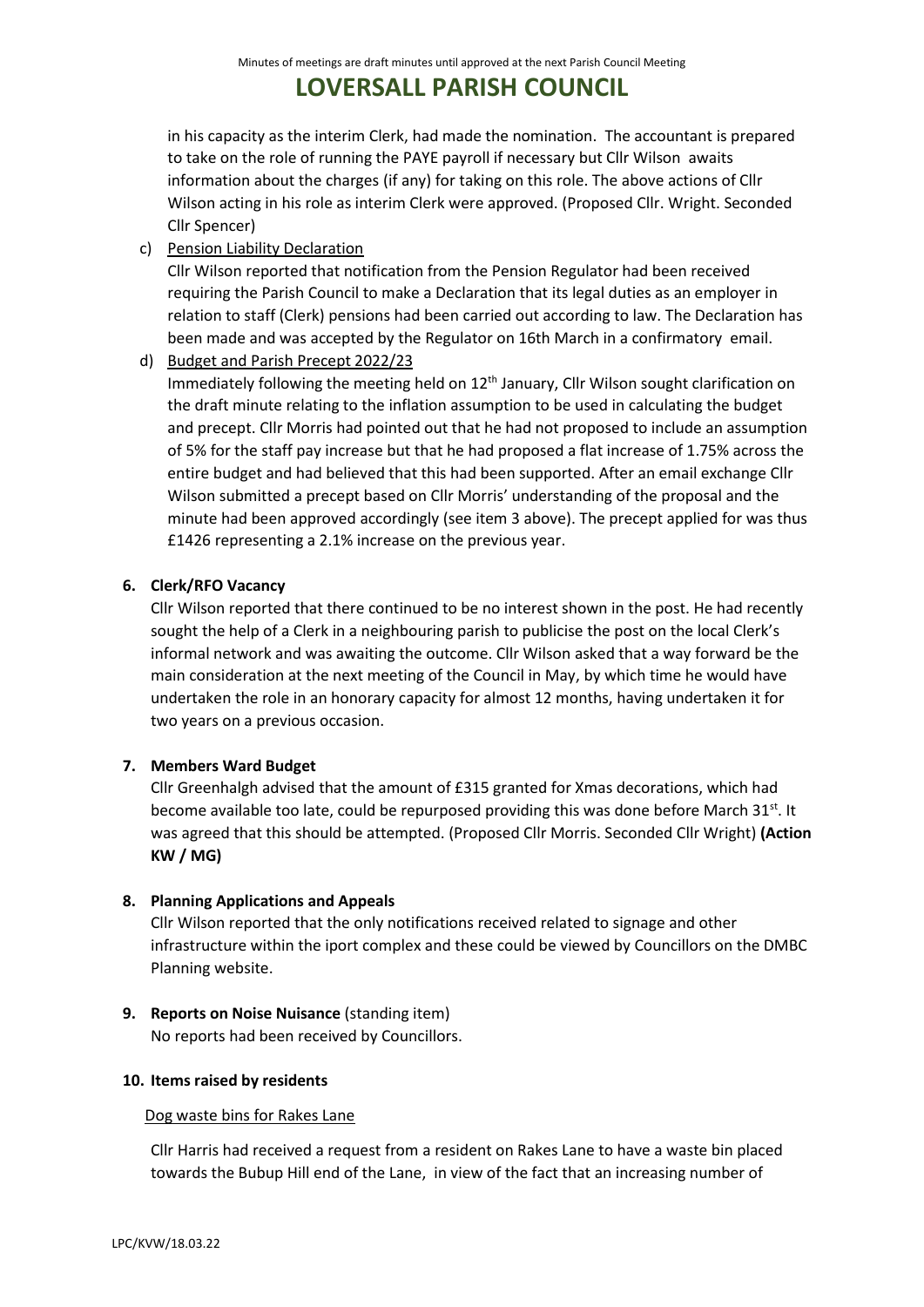in his capacity as the interim Clerk, had made the nomination. The accountant is prepared to take on the role of running the PAYE payroll if necessary but Cllr Wilson awaits information about the charges (if any) for taking on this role. The above actions of Cllr Wilson acting in his role as interim Clerk were approved. (Proposed Cllr. Wright. Seconded Cllr Spencer)

c) Pension Liability Declaration

Cllr Wilson reported that notification from the Pension Regulator had been received requiring the Parish Council to make a Declaration that its legal duties as an employer in relation to staff (Clerk) pensions had been carried out according to law. The Declaration has been made and was accepted by the Regulator on 16th March in a confirmatory email.

d) Budget and Parish Precept 2022/23

Immediately following the meeting held on 12th January, Cllr Wilson sought clarification on the draft minute relating to the inflation assumption to be used in calculating the budget and precept. Cllr Morris had pointed out that he had not proposed to include an assumption of 5% for the staff pay increase but that he had proposed a flat increase of 1.75% across the entire budget and had believed that this had been supported. After an email exchange Cllr Wilson submitted a precept based on Cllr Morris' understanding of the proposal and the minute had been approved accordingly (see item 3 above). The precept applied for was thus £1426 representing a 2.1% increase on the previous year.

**6. Clerk/RFO Vacancy**

Cllr Wilson reported that there continued to be no interest shown in the post. He had recently sought the help of a Clerk in a neighbouring parish to publicise the post on the local Clerk's informal network and was awaiting the outcome. Cllr Wilson asked that a way forward be the main consideration at the next meeting of the Council in May, by which time he would have undertaken the role in an honorary capacity for almost 12 months, having undertaken it for two years on a previous occasion.

**7. Members Ward Budget**

Cllr Greenhalgh advised that the amount of £315 granted for Xmas decorations, which had become available too late, could be repurposed providing this was done before March 31st. It was agreed that this should be attempted. (Proposed Cllr Morris. Seconded Cllr Wright) **(Action KW / MG)**

**8. Planning Applications and Appeals**

Cllr Wilson reported that the only notifications received related to signage and other infrastructure within the iport complex and these could be viewed by Councillors on the DMBC Planning website.

**9. Reports on Noise Nuisance** (standing item)

No reports had been received by Councillors.

**10. Items raised by residents**

Dog waste bins for Rakes Lane

Cllr Harris had received a request from a resident on Rakes Lane to have a waste bin placed towards the Bubup Hill end of the Lane, in view of the fact that an increasing number of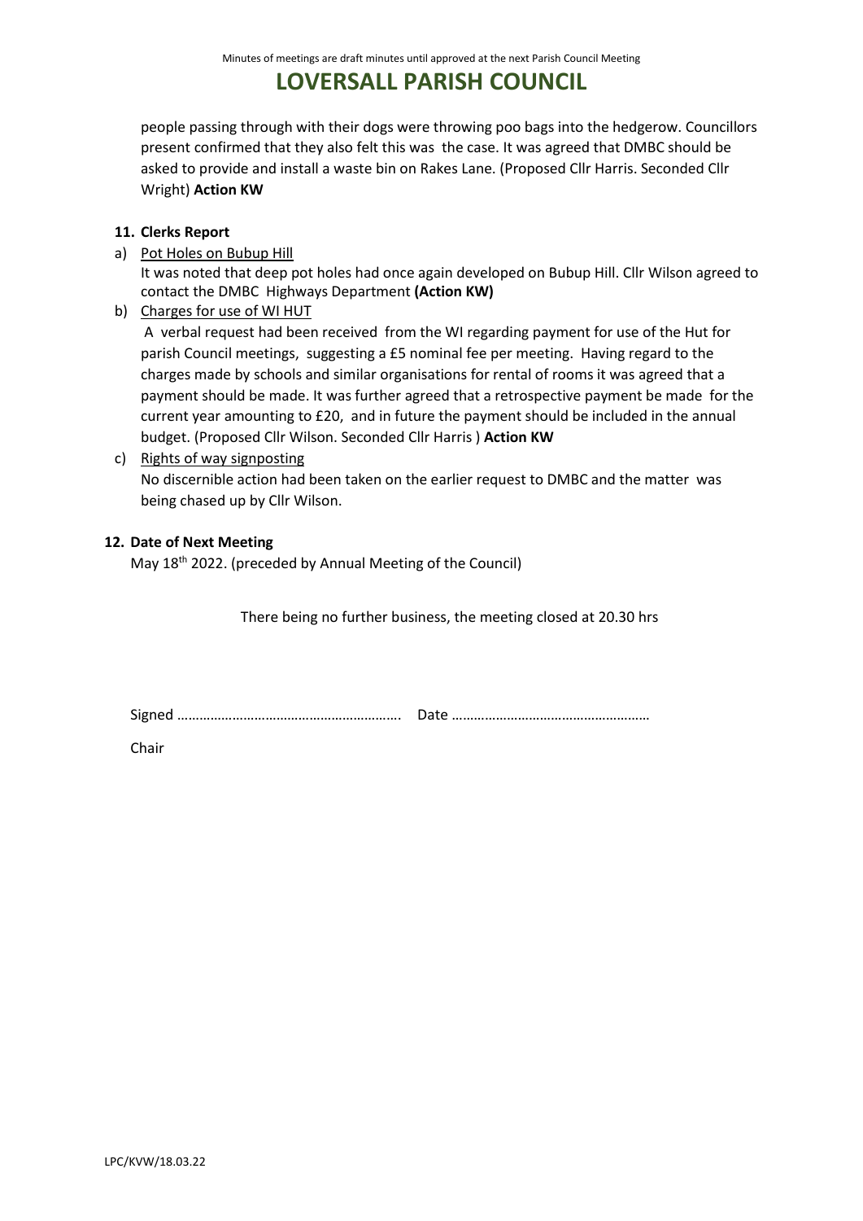people passing through with their dogs were throwing poo bags into the hedgerow. Councillors present confirmed that they also felt this was the case. It was agreed that DMBC should be asked to provide and install a waste bin on Rakes Lane. (Proposed Cllr Harris. Seconded Cllr Wright) **Action KW**

**11. Clerks Report**

a) Pot Holes on Bubup Hill

It was noted that deep pot holes had once again developed on Bubup Hill. Cllr Wilson agreed to contact the DMBC Highways Department **(Action KW)**

b) Charges for use of WI HUT

A verbal request had been received from the WI regarding payment for use of the Hut for parish Council meetings, suggesting a £5 nominal fee per meeting. Having regard to the charges made by schools and similar organisations for rental of rooms it was agreed that a payment should be made. It was further agreed that a retrospective payment be made for the current year amounting to £20, and in future the payment should be included in the annual budget. (Proposed Cllr Wilson. Seconded Cllr Harris ) **Action KW**

c) Rights of way signposting

No discernible action had been taken on the earlier request to DMBC and the matter was being chased up by Cllr Wilson.

**12. Date of Next Meeting**

May 18th 2022. (preceded by Annual Meeting of the Council)

There being no further business, the meeting closed at 20.30 hrs

Signed ……………………………………………………. Date ………………………………………………

Chair

LPC/KVW/18.03.22